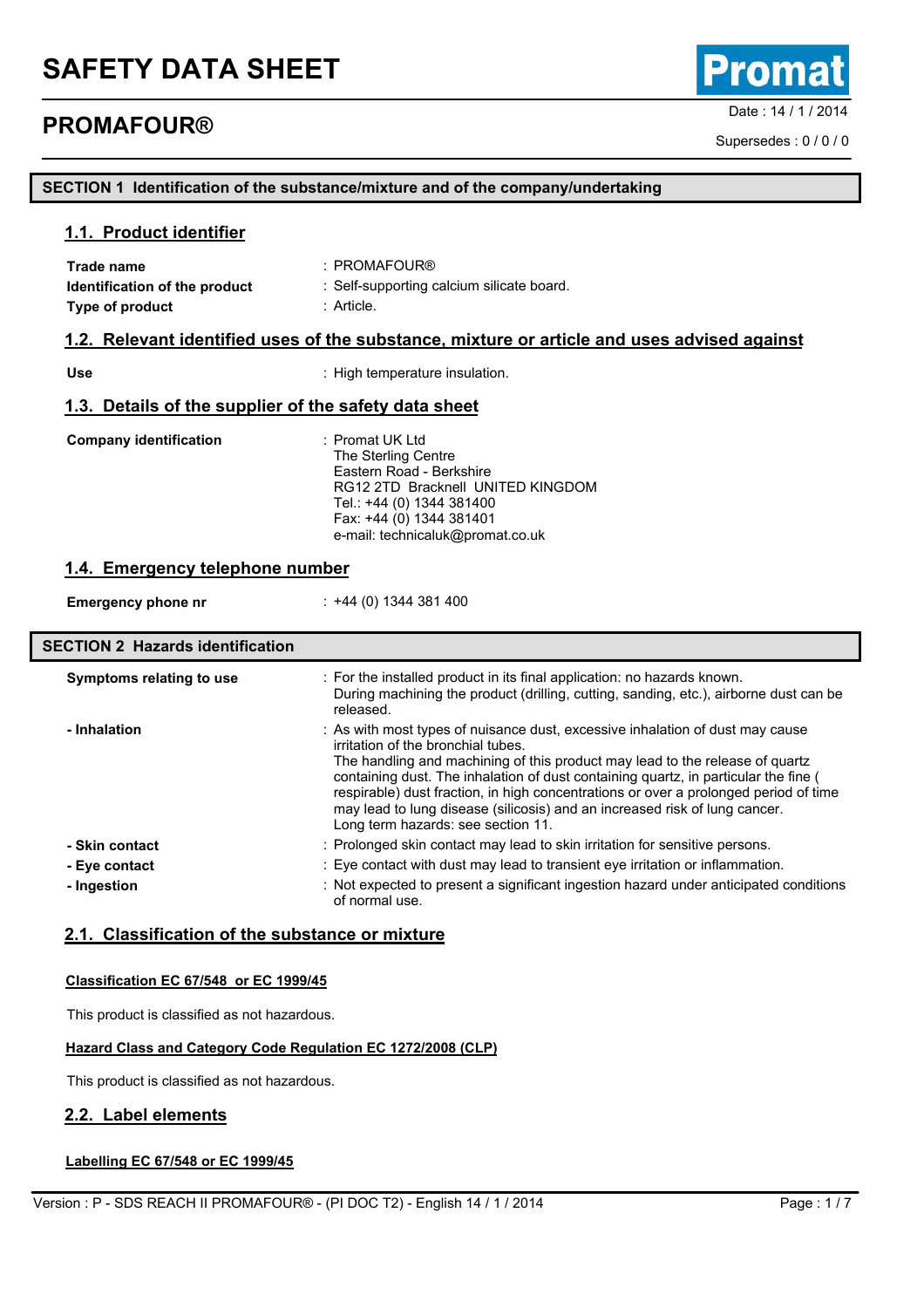# SAFETY DATA SHEET

## PROMAFOUR®

Promat

Date : 14 / 1 / 2014

Supersedes : 0 / 0 / 0

## SECTION 1 Identification of the substance/mixture and of the company/undertaking

### 1.1. Product identifier

| | |
|---|---|
| **Trade name** | : PROMAFOUR® |
| **Identification of the product** | : Self-supporting calcium silicate board. |
| **Type of product** | : Article. |

### 1.2. Relevant identified uses of the substance, mixture or article and uses advised against

| | |
|---|---|
| **Use** | : High temperature insulation. |

### 1.3. Details of the supplier of the safety data sheet

**Company identification** : Promat UK Ltd
The Sterling Centre
Eastern Road - Berkshire
RG12 2TD Bracknell UNITED KINGDOM
Tel.: +44 (0) 1344 381400
Fax: +44 (0) 1344 381401
e-mail: technicaluk@promat.co.uk

### 1.4. Emergency telephone number

| | |
|---|---|
| **Emergency phone nr** | : +44 (0) 1344 381 400 |

## SECTION 2 Hazards identification

**Symptoms relating to use** : For the installed product in its final application: no hazards known.
During machining the product (drilling, cutting, sanding, etc.), airborne dust can be released.

**- Inhalation** : As with most types of nuisance dust, excessive inhalation of dust may cause irritation of the bronchial tubes.
The handling and machining of this product may lead to the release of quartz containing dust. The inhalation of dust containing quartz, in particular the fine ( respirable) dust fraction, in high concentrations or over a prolonged period of time may lead to lung disease (silicosis) and an increased risk of lung cancer.
Long term hazards: see section 11.

**- Skin contact** : Prolonged skin contact may lead to skin irritation for sensitive persons.

**- Eye contact** : Eye contact with dust may lead to transient eye irritation or inflammation.

**- Ingestion** : Not expected to present a significant ingestion hazard under anticipated conditions of normal use.

### 2.1. Classification of the substance or mixture

**Classification EC 67/548 or EC 1999/45**

This product is classified as not hazardous.

**Hazard Class and Category Code Regulation EC 1272/2008 (CLP)**

This product is classified as not hazardous.

### 2.2. Label elements

**Labelling EC 67/548 or EC 1999/45**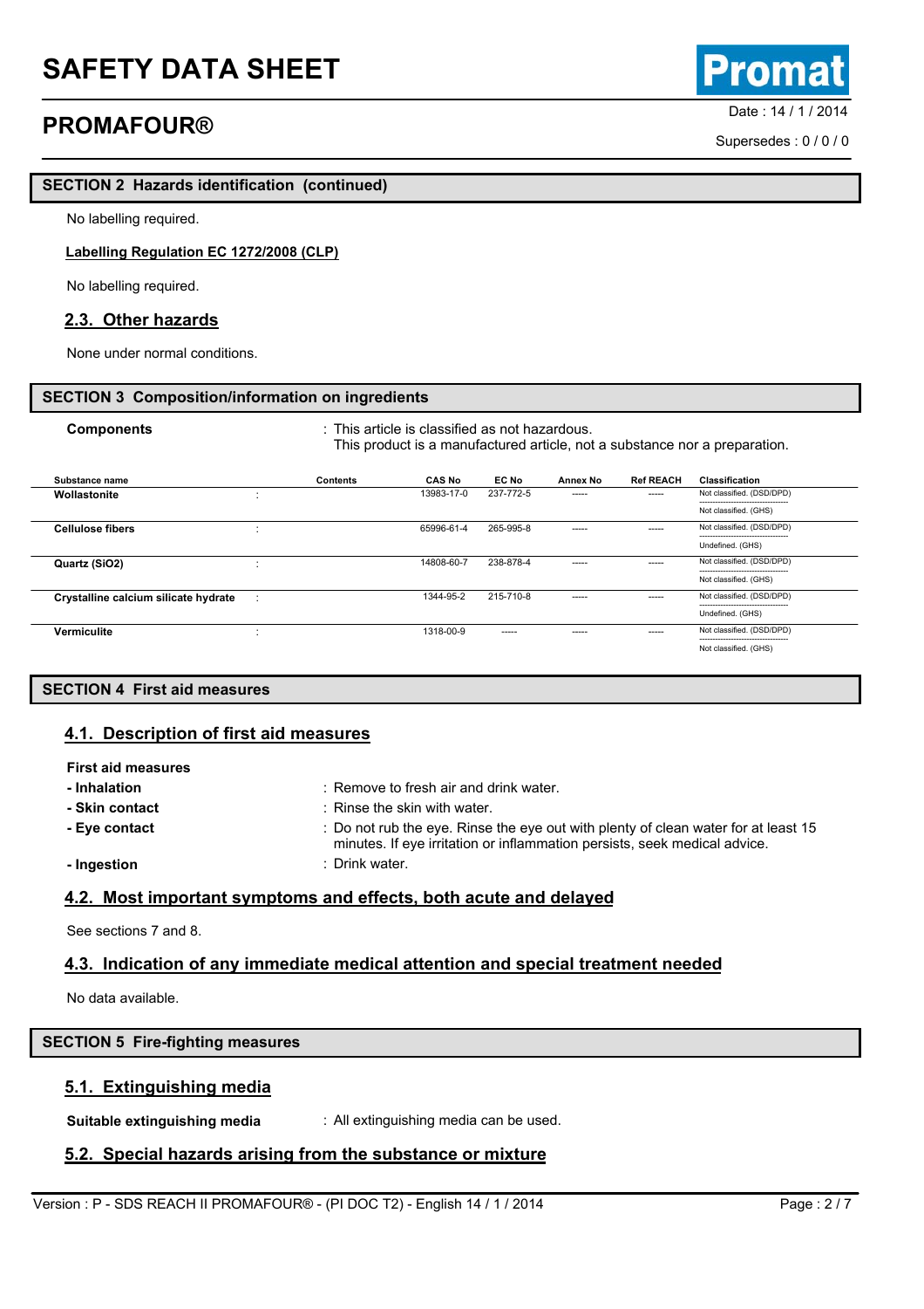## SECTION 2 Hazards identification (continued)

No labelling required.

**Labelling Regulation EC 1272/2008 (CLP)**

No labelling required.

### 2.3. Other hazards

None under normal conditions.

## SECTION 3 Composition/information on ingredients

**Components** : This article is classified as not hazardous.
This product is a manufactured article, not a substance nor a preparation.

| Substance name | | Contents | CAS No | EC No | Annex No | Ref REACH | Classification |
|---|---|---|---|---|---|---|---|
| **Wollastonite** | : | | 13983-17-0 | 237-772-5 | ----- | ----- | Not classified. (DSD/DPD)<br>Not classified. (GHS) |
| **Cellulose fibers** | : | | 65996-61-4 | 265-995-8 | ----- | ----- | Not classified. (DSD/DPD)<br>Undefined. (GHS) |
| **Quartz ($SiO_2$)** | : | | 14808-60-7 | 238-878-4 | ----- | ----- | Not classified. (DSD/DPD)<br>Not classified. (GHS) |
| **Crystalline calcium silicate hydrate** | : | | 1344-95-2 | 215-710-8 | ----- | ----- | Not classified. (DSD/DPD)<br>Undefined. (GHS) |
| **Vermiculite** | : | | 1318-00-9 | ----- | ----- | ----- | Not classified. (DSD/DPD)<br>Not classified. (GHS) |

## SECTION 4 First aid measures

### 4.1. Description of first aid measures

**First aid measures**

- **- Inhalation** : Remove to fresh air and drink water.
- **- Skin contact** : Rinse the skin with water.
- **- Eye contact** : Do not rub the eye. Rinse the eye out with plenty of clean water for at least 15 minutes. If eye irritation or inflammation persists, seek medical advice.
- **- Ingestion** : Drink water.

### 4.2. Most important symptoms and effects, both acute and delayed

See sections 7 and 8.

### 4.3. Indication of any immediate medical attention and special treatment needed

No data available.

## SECTION 5 Fire-fighting measures

### 5.1. Extinguishing media

**Suitable extinguishing media** : All extinguishing media can be used.

### 5.2. Special hazards arising from the substance or mixture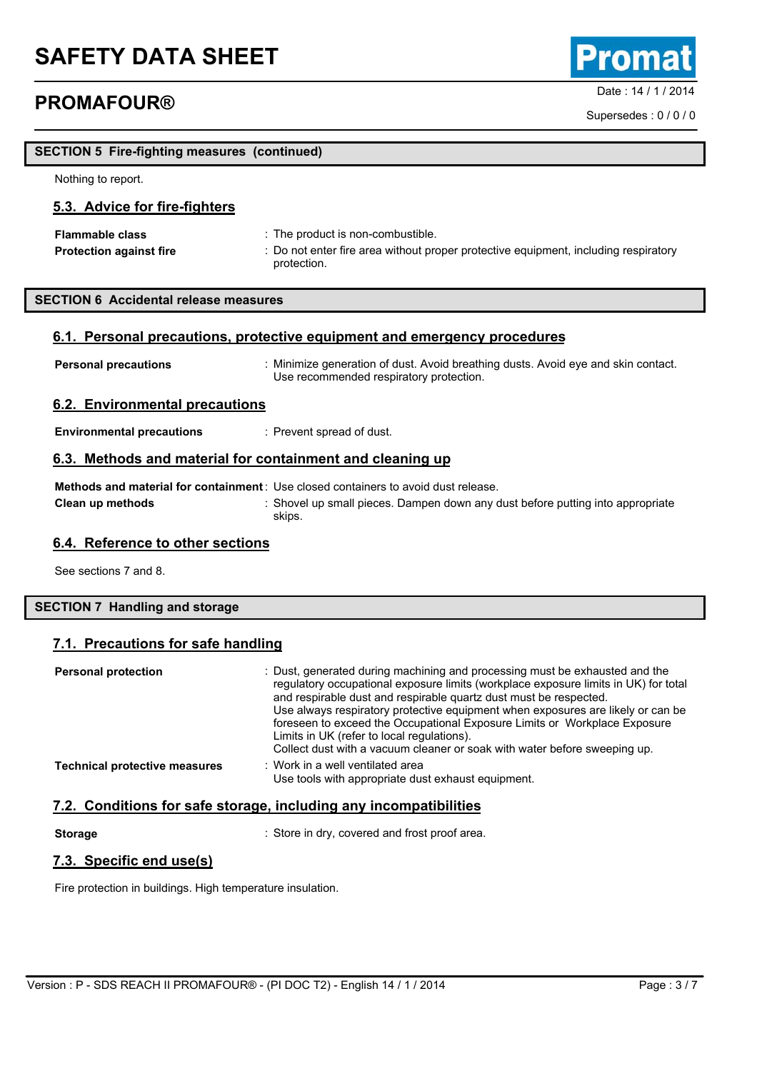## SECTION 5 Fire-fighting measures (continued)

Nothing to report.

### 5.3. Advice for fire-fighters

**Flammable class** : The product is non-combustible.

**Protection against fire** : Do not enter fire area without proper protective equipment, including respiratory protection.

## SECTION 6 Accidental release measures

### 6.1. Personal precautions, protective equipment and emergency procedures

**Personal precautions** : Minimize generation of dust. Avoid breathing dusts. Avoid eye and skin contact. Use recommended respiratory protection.

### 6.2. Environmental precautions

**Environmental precautions** : Prevent spread of dust.

### 6.3. Methods and material for containment and cleaning up

**Methods and material for containment** : Use closed containers to avoid dust release.

**Clean up methods** : Shovel up small pieces. Dampen down any dust before putting into appropriate skips.

### 6.4. Reference to other sections

See sections 7 and 8.

## SECTION 7 Handling and storage

### 7.1. Precautions for safe handling

**Personal protection** : Dust, generated during machining and processing must be exhausted and the regulatory occupational exposure limits (workplace exposure limits in UK) for total and respirable dust and respirable quartz dust must be respected.
Use always respiratory protective equipment when exposures are likely or can be foreseen to exceed the Occupational Exposure Limits or Workplace Exposure Limits in UK (refer to local regulations).
Collect dust with a vacuum cleaner or soak with water before sweeping up.

**Technical protective measures** : Work in a well ventilated area
Use tools with appropriate dust exhaust equipment.

### 7.2. Conditions for safe storage, including any incompatibilities

**Storage** : Store in dry, covered and frost proof area.

### 7.3. Specific end use(s)

Fire protection in buildings. High temperature insulation.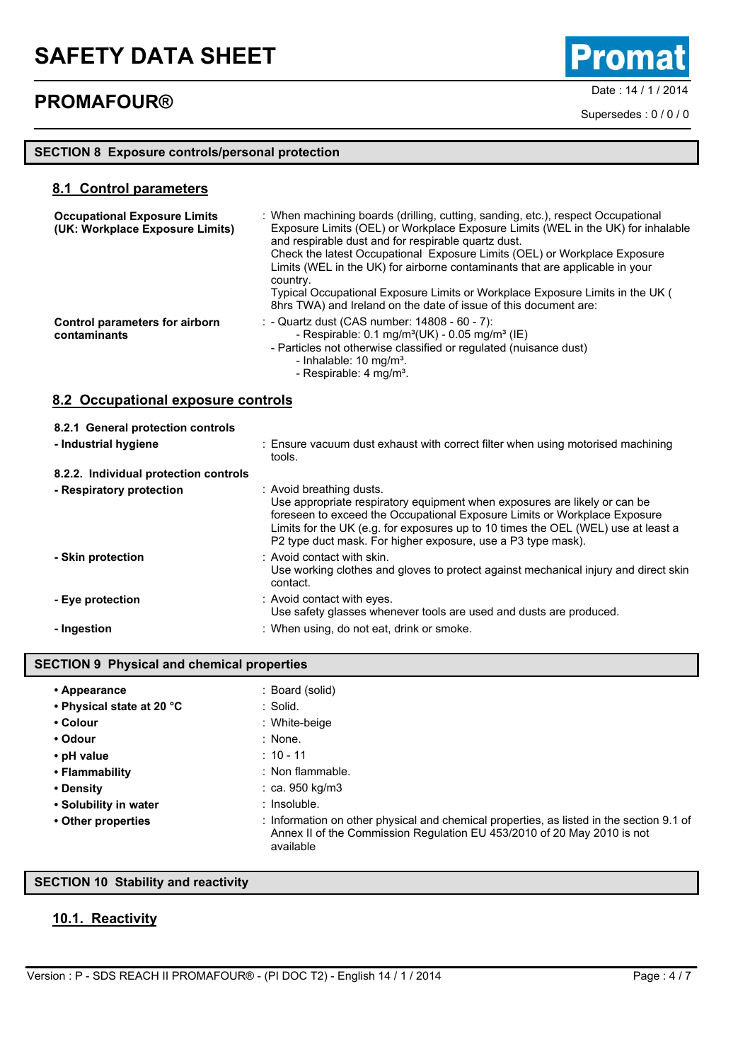## SECTION 8 Exposure controls/personal protection

### 8.1 Control parameters

| | |
|---|---|
| **Occupational Exposure Limits (UK: Workplace Exposure Limits)** | : When machining boards (drilling, cutting, sanding, etc.), respect Occupational Exposure Limits (OEL) or Workplace Exposure Limits (WEL in the UK) for inhalable and respirable dust and for respirable quartz dust. Check the latest Occupational Exposure Limits (OEL) or Workplace Exposure Limits (WEL in the UK) for airborne contaminants that are applicable in your country. Typical Occupational Exposure Limits or Workplace Exposure Limits in the UK ( 8hrs TWA) and Ireland on the date of issue of this document are: |
| **Control parameters for airborn contaminants** | : - Quartz dust (CAS number: 14808 - 60 - 7): - Respirable: 0.1 mg/m³(UK) - 0.05 mg/m³ (IE) - Particles not otherwise classified or regulated (nuisance dust) - Inhalable: 10 mg/m³. - Respirable: 4 mg/m³. |

### 8.2 Occupational exposure controls

| | |
|---|---|
| **8.2.1 General protection controls** | |
| **- Industrial hygiene** | : Ensure vacuum dust exhaust with correct filter when using motorised machining tools. |
| **8.2.2. Individual protection controls** | |
| **- Respiratory protection** | : Avoid breathing dusts. Use appropriate respiratory equipment when exposures are likely or can be foreseen to exceed the Occupational Exposure Limits or Workplace Exposure Limits for the UK (e.g. for exposures up to 10 times the OEL (WEL) use at least a P2 type duct mask. For higher exposure, use a P3 type mask). |
| **- Skin protection** | : Avoid contact with skin. Use working clothes and gloves to protect against mechanical injury and direct skin contact. |
| **- Eye protection** | : Avoid contact with eyes. Use safety glasses whenever tools are used and dusts are produced. |
| **- Ingestion** | : When using, do not eat, drink or smoke. |

## SECTION 9 Physical and chemical properties

| | |
|---|---|
| • **Appearance** | : Board (solid) |
| • **Physical state at 20 °C** | : Solid. |
| • **Colour** | : White-beige |
| • **Odour** | : None. |
| • **pH value** | : 10 - 11 |
| • **Flammability** | : Non flammable. |
| • **Density** | : ca. 950 kg/m3 |
| • **Solubility in water** | : Insoluble. |
| • **Other properties** | : Information on other physical and chemical properties, as listed in the section 9.1 of Annex II of the Commission Regulation EU 453/2010 of 20 May 2010 is not available |

## SECTION 10 Stability and reactivity

### 10.1. Reactivity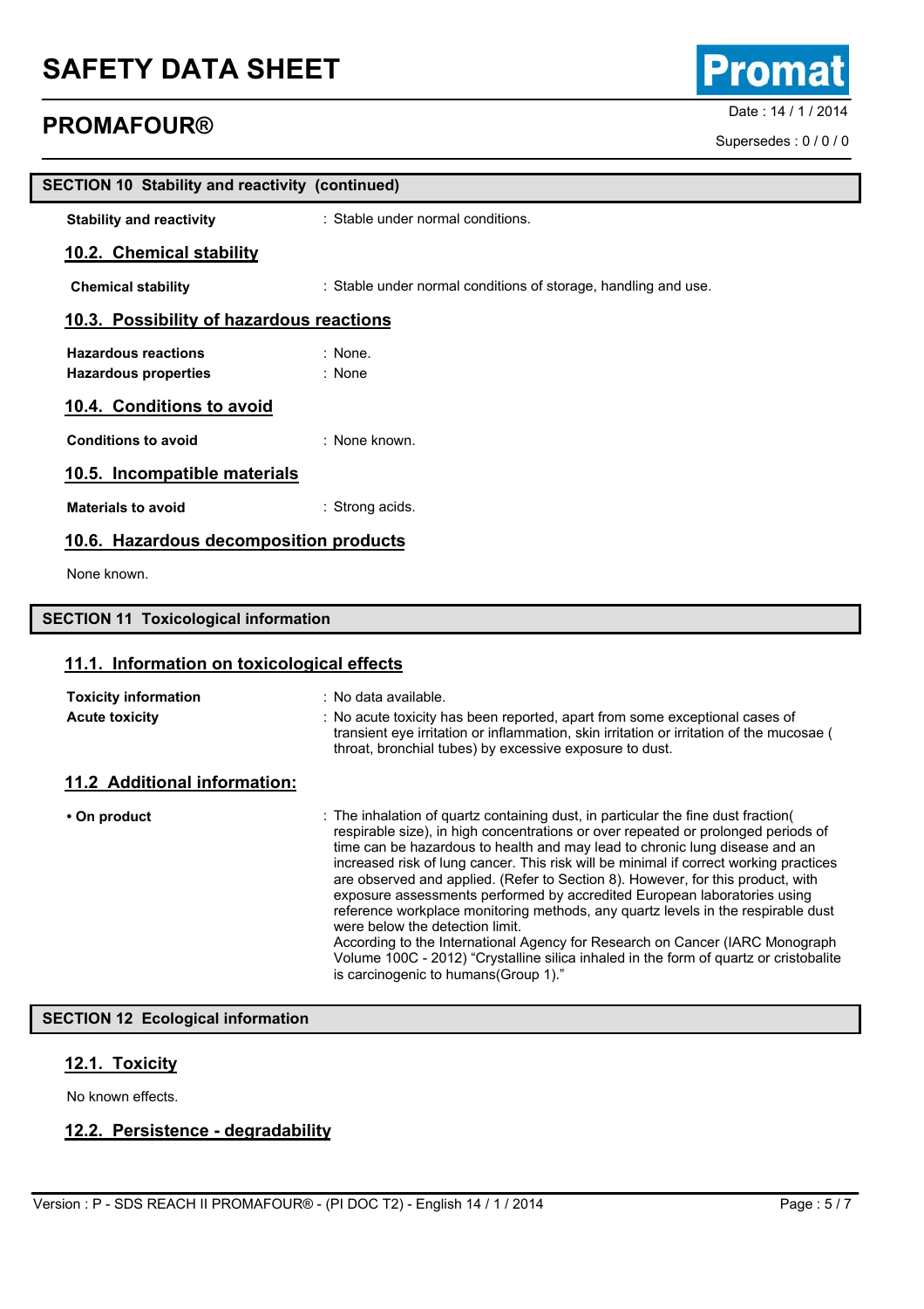## SECTION 10 Stability and reactivity (continued)

**Stability and reactivity** : Stable under normal conditions.

### 10.2. Chemical stability

**Chemical stability** : Stable under normal conditions of storage, handling and use.

### 10.3. Possibility of hazardous reactions

**Hazardous reactions** : None.
**Hazardous properties** : None

### 10.4. Conditions to avoid

**Conditions to avoid** : None known.

### 10.5. Incompatible materials

**Materials to avoid** : Strong acids.

### 10.6. Hazardous decomposition products

None known.

## SECTION 11 Toxicological information

### 11.1. Information on toxicological effects

**Toxicity information** : No data available.
**Acute toxicity** : No acute toxicity has been reported, apart from some exceptional cases of transient eye irritation or inflammation, skin irritation or irritation of the mucosae ( throat, bronchial tubes) by excessive exposure to dust.

### 11.2 Additional information:

**• On product** : The inhalation of quartz containing dust, in particular the fine dust fraction( respirable size), in high concentrations or over repeated or prolonged periods of time can be hazardous to health and may lead to chronic lung disease and an increased risk of lung cancer. This risk will be minimal if correct working practices are observed and applied. (Refer to Section 8). However, for this product, with exposure assessments performed by accredited European laboratories using reference workplace monitoring methods, any quartz levels in the respirable dust were below the detection limit.
According to the International Agency for Research on Cancer (IARC Monograph Volume 100C - 2012) "Crystalline silica inhaled in the form of quartz or cristobalite is carcinogenic to humans(Group 1)."

## SECTION 12 Ecological information

### 12.1. Toxicity

No known effects.

### 12.2. Persistence - degradability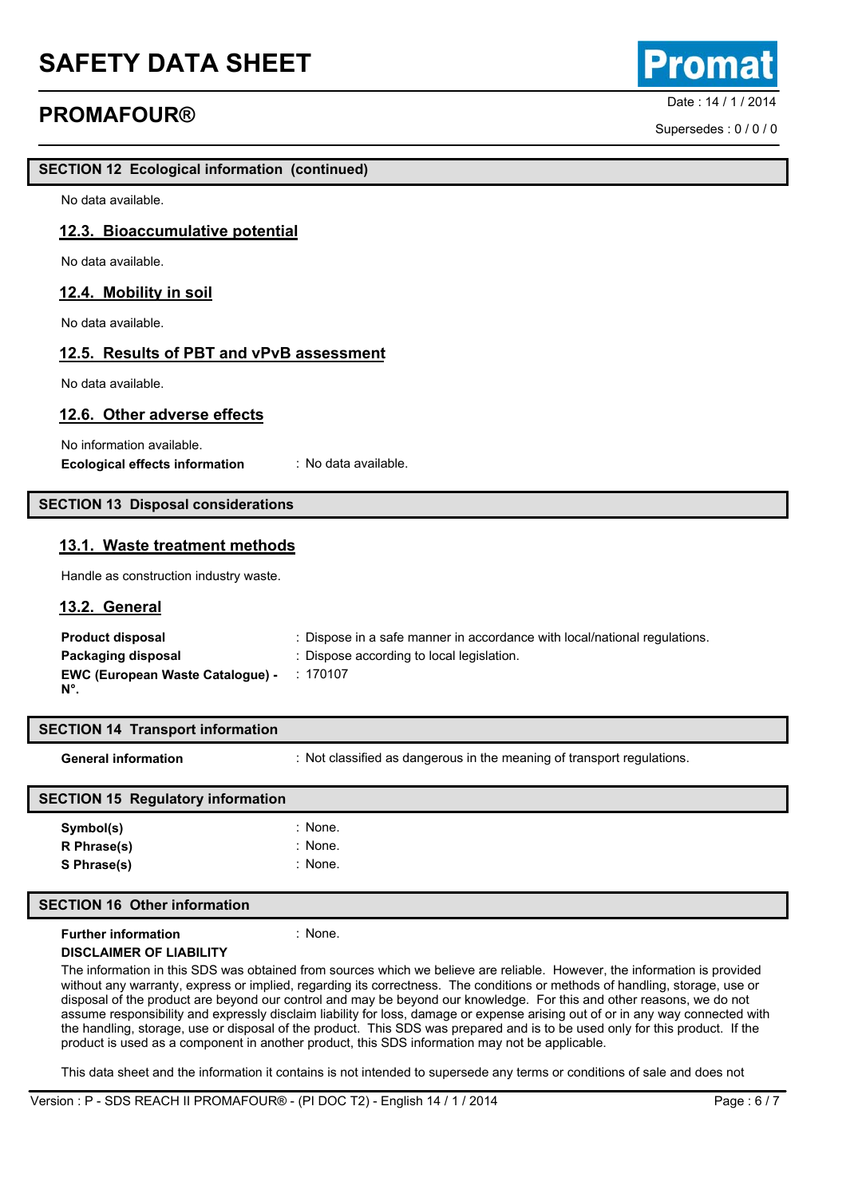## SECTION 12 Ecological information (continued)

No data available.

### 12.3. Bioaccumulative potential

No data available.

### 12.4. Mobility in soil

No data available.

### 12.5. Results of PBT and vPvB assessment

No data available.

### 12.6. Other adverse effects

No information available.

**Ecological effects information** : No data available.

## SECTION 13 Disposal considerations

### 13.1. Waste treatment methods

Handle as construction industry waste.

### 13.2. General

**Product disposal** : Dispose in a safe manner in accordance with local/national regulations.

**Packaging disposal** : Dispose according to local legislation.

**EWC (European Waste Catalogue) - N°.** : 170107

## SECTION 14 Transport information

**General information** : Not classified as dangerous in the meaning of transport regulations.

## SECTION 15 Regulatory information

**Symbol(s)** : None.

**R Phrase(s)** : None.

**S Phrase(s)** : None.

## SECTION 16 Other information

**Further information** : None.

**DISCLAIMER OF LIABILITY**

The information in this SDS was obtained from sources which we believe are reliable. However, the information is provided without any warranty, express or implied, regarding its correctness. The conditions or methods of handling, storage, use or disposal of the product are beyond our control and may be beyond our knowledge. For this and other reasons, we do not assume responsibility and expressly disclaim liability for loss, damage or expense arising out of or in any way connected with the handling, storage, use or disposal of the product. This SDS was prepared and is to be used only for this product. If the product is used as a component in another product, this SDS information may not be applicable.

This data sheet and the information it contains is not intended to supersede any terms or conditions of sale and does not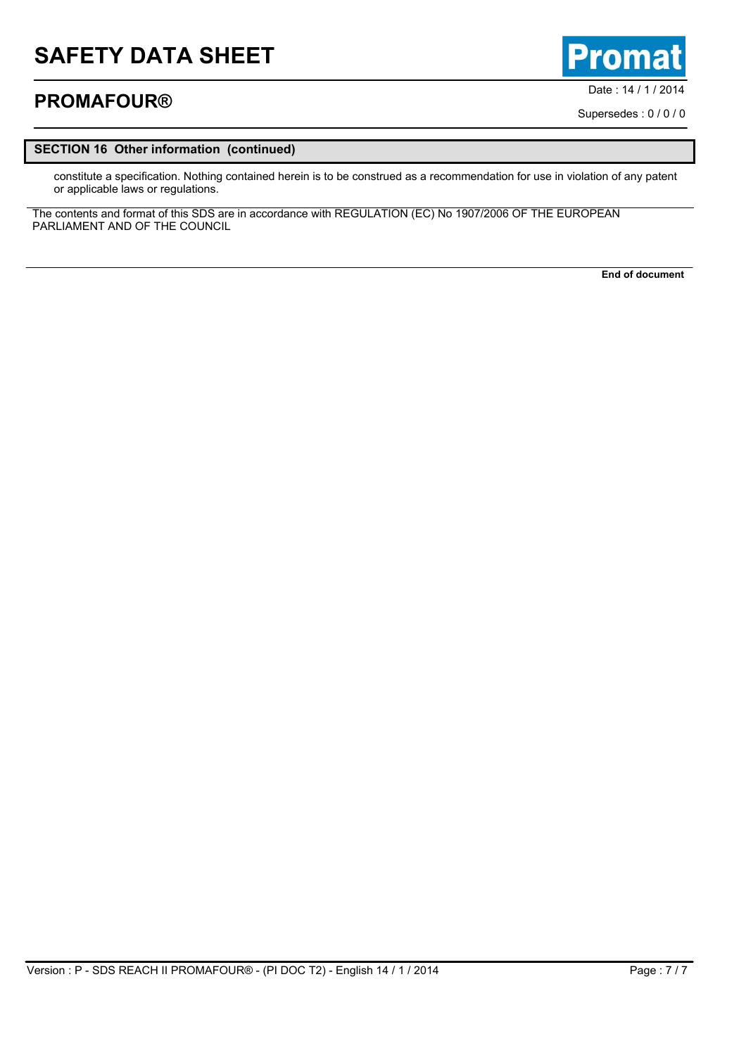## SECTION 16 Other information (continued)

constitute a specification. Nothing contained herein is to be construed as a recommendation for use in violation of any patent or applicable laws or regulations.

The contents and format of this SDS are in accordance with REGULATION (EC) No 1907/2006 OF THE EUROPEAN PARLIAMENT AND OF THE COUNCIL

**End of document**